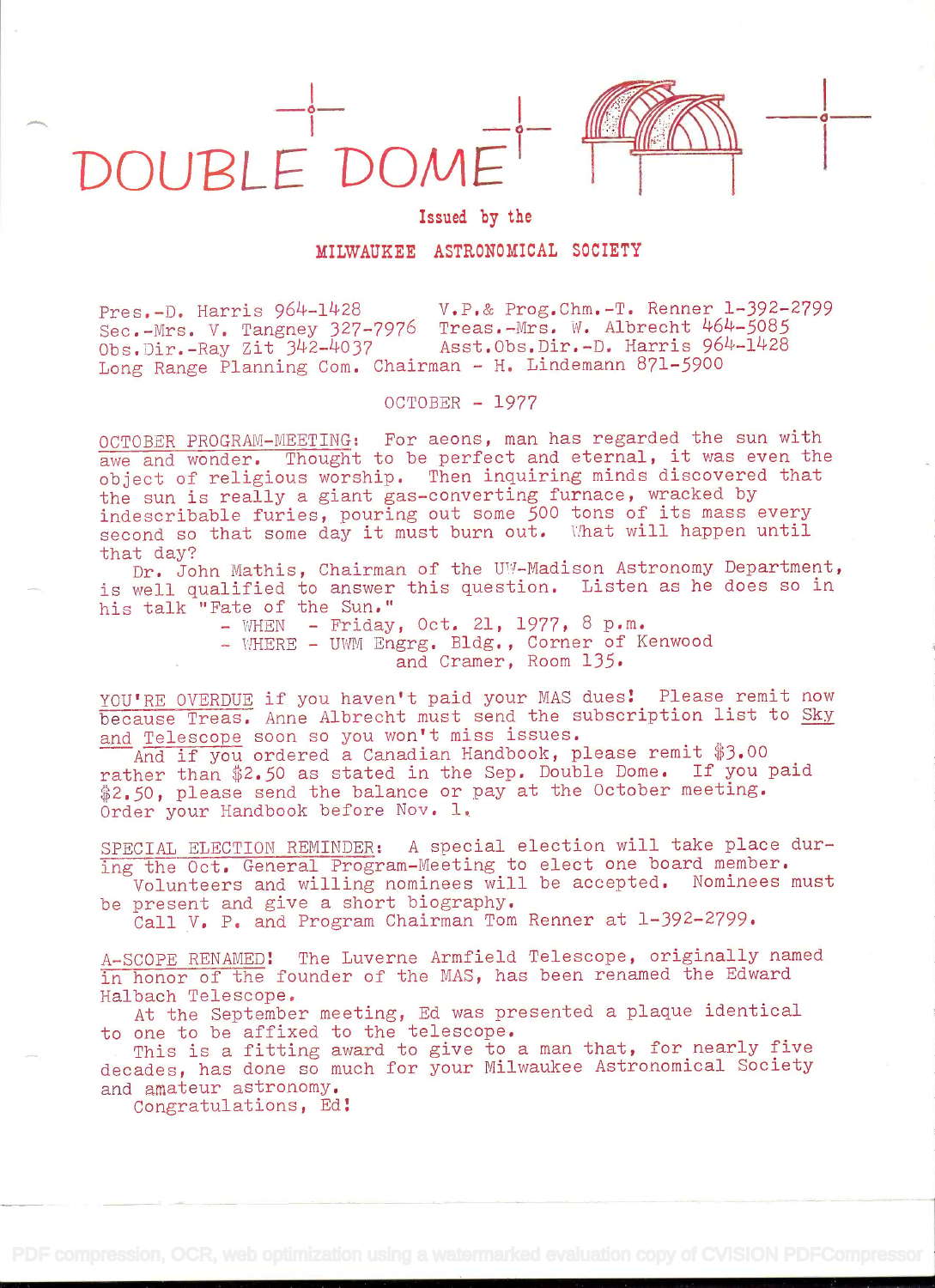# DOUBLE DOME

Issued by the

**MILWAUKEE ASTRONOMICAL SOCIETY**

Pres.-D. Harris 964-1428 V.P.& Prog.Chm.-T. Renner 1-392-2799
Sec.-Mrs. V. Tangney 327-7976 Treas.-Mrs. W. Albrecht 464-5085
Obs.Dir.-Ray Zit 342-4037 Asst.Obs.Dir.-D. Harris 964-1428
Long Range Planning Com. Chairman - H. Lindemann 871-5900

OCTOBER - 1977

OCTOBER PROGRAM-MEETING: For aeons, man has regarded the sun with awe and wonder. Thought to be perfect and eternal, it was even the object of religious worship. Then inquiring minds discovered that the sun is really a giant gas-converting furnace, wracked by indescribable furies, pouring out some 500 tons of its mass every second so that some day it must burn out. What will happen until that day?

Dr. John Mathis, Chairman of the UW-Madison Astronomy Department, is well qualified to answer this question. Listen as he does so in his talk "Fate of the Sun."

- WHEN - Friday, Oct. 21, 1977, 8 p.m.
- WHERE - UWM Engrg. Bldg., Corner of Kenwood and Cramer, Room 135.

YOU'RE OVERDUE if you haven't paid your MAS dues! Please remit now because Treas. Anne Albrecht must send the subscription list to Sky and Telescope soon so you won't miss issues.

And if you ordered a Canadian Handbook, please remit $3.00 rather than $2.50 as stated in the Sep. Double Dome. If you paid $2.50, please send the balance or pay at the October meeting. Order your Handbook before Nov. 1.

SPECIAL ELECTION REMINDER: A special election will take place during the Oct. General Program-Meeting to elect one board member.

Volunteers and willing nominees will be accepted. Nominees must be present and give a short biography.

Call V. P. and Program Chairman Tom Renner at 1-392-2799.

A-SCOPE RENAMED! The Luverne Armfield Telescope, originally named in honor of the founder of the MAS, has been renamed the Edward Halbach Telescope.

At the September meeting, Ed was presented a plaque identical to one to be affixed to the telescope.

This is a fitting award to give to a man that, for nearly five decades, has done so much for your Milwaukee Astronomical Society and amateur astronomy.

Congratulations, Ed!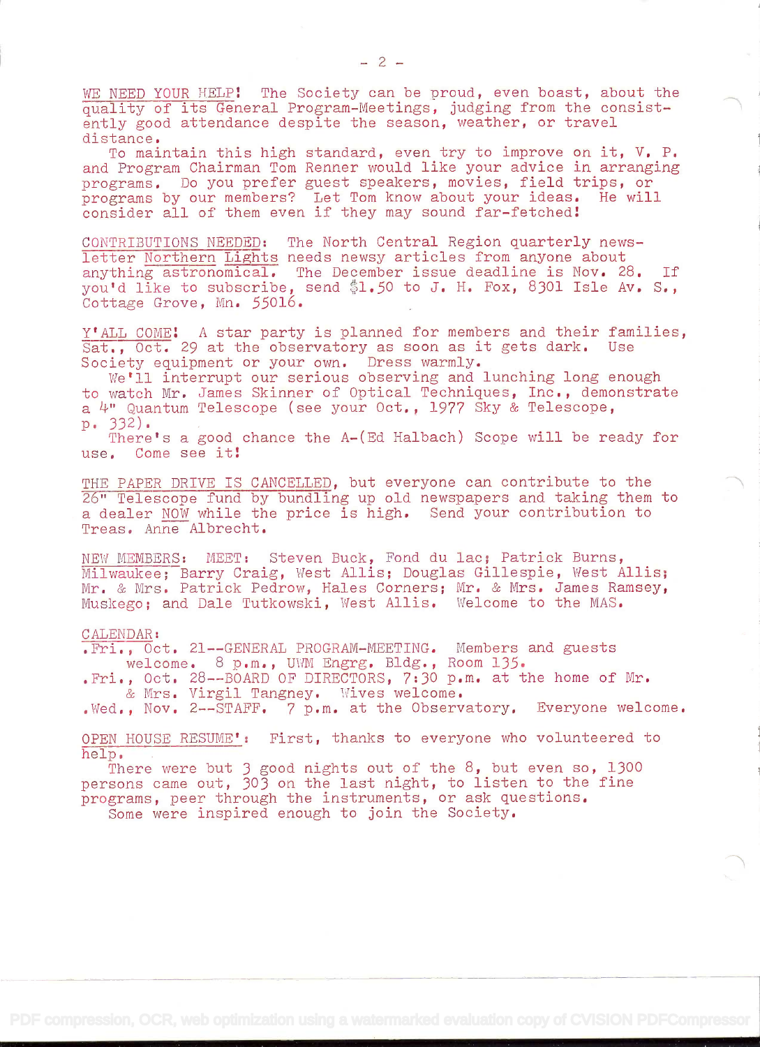WE NEED YOUR HELP! The Society can be proud, even boast, about the quality of its General Program-Meetings, judging from the consistently good attendance despite the season, weather, or travel distance.

To maintain this high standard, even try to improve on it, V. P. and Program Chairman Tom Renner would like your advice in arranging programs. Do you prefer guest speakers, movies, field trips, or programs by our members? Let Tom know about your ideas. He will consider all of them even if they may sound far-fetched!

CONTRIBUTIONS NEEDED: The North Central Region quarterly newsletter *Northern Lights* needs newsy articles from anyone about anything astronomical. The December issue deadline is Nov. 28. If you'd like to subscribe, send $1.50 to J. H. Fox, 8301 Isle Av. S., Cottage Grove, Mn. 55016.

Y'ALL COME! A star party is planned for members and their families, Sat., Oct. 29 at the observatory as soon as it gets dark. Use Society equipment or your own. Dress warmly.

We'll interrupt our serious observing and lunching long enough to watch Mr. James Skinner of Optical Techniques, Inc., demonstrate a 4" Quantum Telescope (see your Oct., 1977 Sky & Telescope, p. 332).

There's a good chance the A-(Ed Halbach) Scope will be ready for use. Come see it!

THE PAPER DRIVE IS CANCELLED, but everyone can contribute to the 26" Telescope fund by bundling up old newspapers and taking them to a dealer NOW while the price is high. Send your contribution to Treas. Anne Albrecht.

NEW MEMBERS: MEET: Steven Buck, Fond du lac; Patrick Burns, Milwaukee; Barry Craig, West Allis; Douglas Gillespie, West Allis; Mr. & Mrs. Patrick Pedrow, Hales Corners; Mr. & Mrs. James Ramsey, Muskego; and Dale Tutkowski, West Allis. Welcome to the MAS.

CALENDAR:

- Fri., Oct. 21--GENERAL PROGRAM-MEETING. Members and guests welcome. 8 p.m., UWM Engrg. Bldg., Room 135.
- Fri., Oct. 28--BOARD OF DIRECTORS, 7:30 p.m. at the home of Mr. & Mrs. Virgil Tangney. Wives welcome.
- Wed., Nov. 2--STAFF. 7 p.m. at the Observatory. Everyone welcome.

OPEN HOUSE RESUME': First, thanks to everyone who volunteered to help.

There were but 3 good nights out of the 8, but even so, 1300 persons came out, 303 on the last night, to listen to the fine programs, peer through the instruments, or ask questions.

Some were inspired enough to join the Society.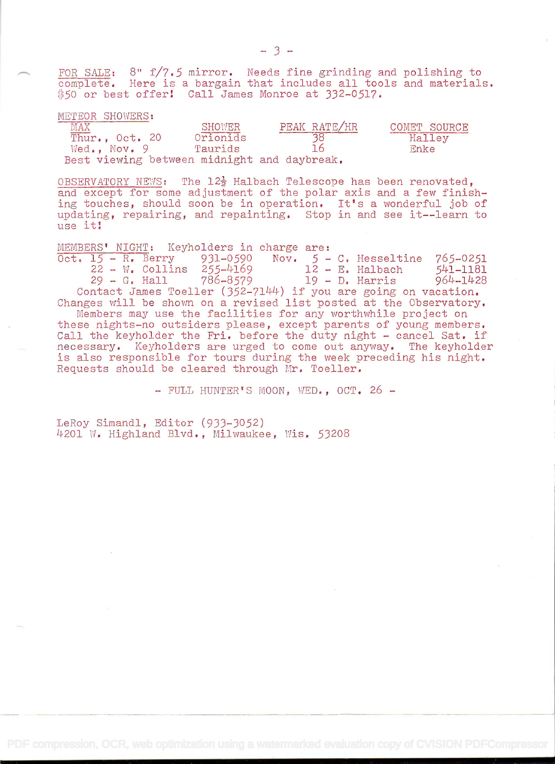FOR SALE: 8" f/7.5 mirror. Needs fine grinding and polishing to complete. Here is a bargain that includes all tools and materials. $50 or best offer! Call James Monroe at 332-0517.

METEOR SHOWERS:

| MAX | SHOWER | PEAK RATE/HR | COMET SOURCE |
|---|---|---|---|
| Thur., Oct. 20 | Orionids | 38 | Halley |
| Wed., Nov. 9 | Taurids | 16 | Enke |

Best viewing between midnight and daybreak.

OBSERVATORY NEWS: The 12½ Halbach Telescope has been renovated, and except for some adjustment of the polar axis and a few finishing touches, should soon be in operation. It's a wonderful job of updating, repairing, and repainting. Stop in and see it--learn to use it!

MEMBERS' NIGHT: Keyholders in charge are:

| | | | | | |
|---|---|---|---|---|---|
| Oct. 15 | R. Berry | 931-0590 | Nov. 5 | C. Hesseltine | 765-0251 |
| 22 | W. Collins | 255-4169 | 12 | E. Halbach | 541-1181 |
| 29 | G. Hall | 786-8579 | 19 | D. Harris | 964-1428 |

Contact James Toeller (352-7144) if you are going on vacation. Changes will be shown on a revised list posted at the Observatory.

Members may use the facilities for any worthwhile project on these nights-no outsiders please, except parents of young members. Call the keyholder the Fri. before the duty night - cancel Sat. if necessary. Keyholders are urged to come out anyway. The keyholder is also responsible for tours during the week preceding his night. Requests should be cleared through Mr. Toeller.

- FULL HUNTER'S MOON, WED., OCT. 26 -

LeRoy Simandl, Editor (933-3052)
4201 W. Highland Blvd., Milwaukee, Wis. 53208